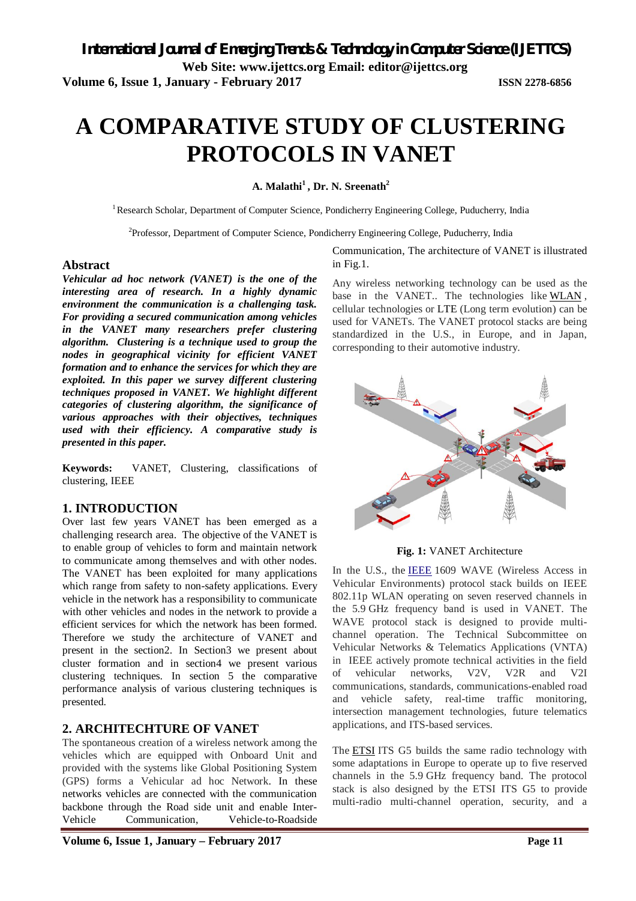// A COMPARATIVE STUDY OF CLUSTERING PROTOCOLS IN VANET

**A. Malathi[1] , Dr. N. Sreenath[2]**

[1] Research Scholar, Department of Computer Science, Pondicherry Engineering College, Puducherry, India

[2] Professor, Department of Computer Science, Pondicherry Engineering College, Puducherry, India

## Abstract

***Vehicular ad hoc network (VANET) is the one of the interesting area of research. In a highly dynamic environment the communication is a challenging task. For providing a secured communication among vehicles in the VANET many researchers prefer clustering algorithm. Clustering is a technique used to group the nodes in geographical vicinity for efficient VANET formation and to enhance the services for which they are exploited. In this paper we survey different clustering techniques proposed in VANET. We highlight different categories of clustering algorithm, the significance of various approaches with their objectives, techniques used with their efficiency. A comparative study is presented in this paper.***

**Keywords:** VANET, Clustering, classifications of clustering, IEEE

## 1. INTRODUCTION

Over last few years VANET has been emerged as a challenging research area. The objective of the VANET is to enable group of vehicles to form and maintain network to communicate among themselves and with other nodes. The VANET has been exploited for many applications which range from safety to non-safety applications. Every vehicle in the network has a responsibility to communicate with other vehicles and nodes in the network to provide a efficient services for which the network has been formed. Therefore we study the architecture of VANET and present in the section2. In Section3 we present about cluster formation and in section4 we present various clustering techniques. In section 5 the comparative performance analysis of various clustering techniques is presented.

## 2. ARCHITECHTURE OF VANET

The spontaneous creation of a wireless network among the vehicles which are equipped with Onboard Unit and provided with the systems like Global Positioning System (GPS) forms a Vehicular ad hoc Network. In these networks vehicles are connected with the communication backbone through the Road side unit and enable Inter-Vehicle Communication, Vehicle-to-Roadside Communication, The architecture of VANET is illustrated in Fig.1.

Any wireless networking technology can be used as the base in the VANET.. The technologies like WLAN , cellular technologies or LTE (Long term evolution) can be used for VANETs. The VANET protocol stacks are being standardized in the U.S., in Europe, and in Japan, corresponding to their automotive industry.

**Fig. 1:** VANET Architecture

In the U.S., the IEEE 1609 WAVE (Wireless Access in Vehicular Environments) protocol stack builds on IEEE 802.11p WLAN operating on seven reserved channels in the 5.9 GHz frequency band is used in VANET. The WAVE protocol stack is designed to provide multi-channel operation. The Technical Subcommittee on Vehicular Networks & Telematics Applications (VNTA) in IEEE actively promote technical activities in the field of vehicular networks, V2V, V2R and V2I communications, standards, communications-enabled road and vehicle safety, real-time traffic monitoring, intersection management technologies, future telematics applications, and ITS-based services.

The ETSI ITS G5 builds the same radio technology with some adaptations in Europe to operate up to five reserved channels in the 5.9 GHz frequency band. The protocol stack is also designed by the ETSI ITS G5 to provide multi-radio multi-channel operation, security, and a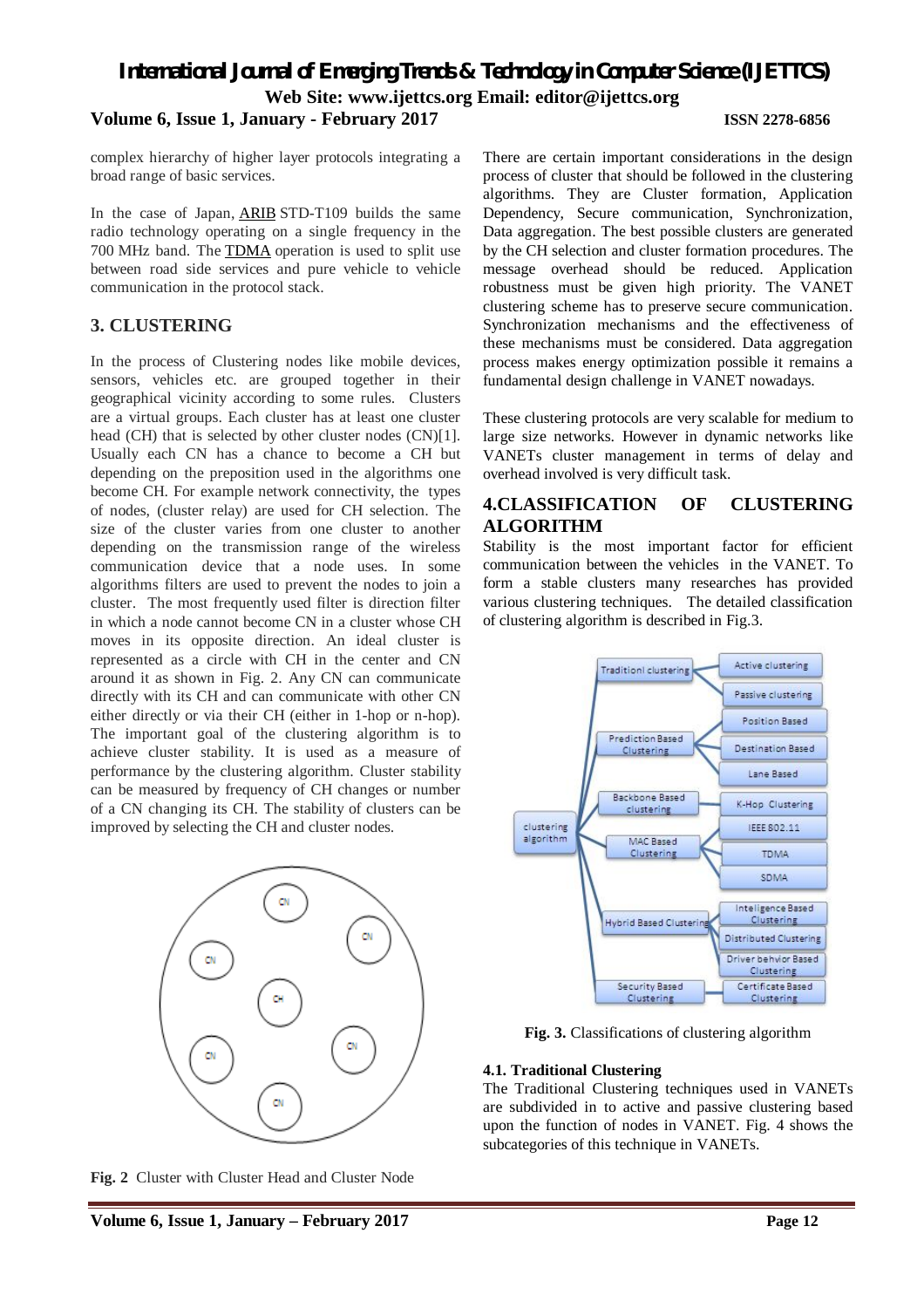complex hierarchy of higher layer protocols integrating a broad range of basic services.

In the case of Japan, ARIB STD-T109 builds the same radio technology operating on a single frequency in the 700 MHz band. The TDMA operation is used to split use between road side services and pure vehicle to vehicle communication in the protocol stack.

## 3. CLUSTERING

In the process of Clustering nodes like mobile devices, sensors, vehicles etc. are grouped together in their geographical vicinity according to some rules. Clusters are a virtual groups. Each cluster has at least one cluster head (CH) that is selected by other cluster nodes (CN)[1]. Usually each CN has a chance to become a CH but depending on the preposition used in the algorithms one become CH. For example network connectivity, the types of nodes, (cluster relay) are used for CH selection. The size of the cluster varies from one cluster to another depending on the transmission range of the wireless communication device that a node uses. In some algorithms filters are used to prevent the nodes to join a cluster. The most frequently used filter is direction filter in which a node cannot become CN in a cluster whose CH moves in its opposite direction. An ideal cluster is represented as a circle with CH in the center and CN around it as shown in Fig. 2. Any CN can communicate directly with its CH and can communicate with other CN either directly or via their CH (either in 1-hop or n-hop). The important goal of the clustering algorithm is to achieve cluster stability. It is used as a measure of performance by the clustering algorithm. Cluster stability can be measured by frequency of CH changes or number of a CN changing its CH. The stability of clusters can be improved by selecting the CH and cluster nodes.

**Fig. 2** Cluster with Cluster Head and Cluster Node

There are certain important considerations in the design process of cluster that should be followed in the clustering algorithms. They are Cluster formation, Application Dependency, Secure communication, Synchronization, Data aggregation. The best possible clusters are generated by the CH selection and cluster formation procedures. The message overhead should be reduced. Application robustness must be given high priority. The VANET clustering scheme has to preserve secure communication. Synchronization mechanisms and the effectiveness of these mechanisms must be considered. Data aggregation process makes energy optimization possible it remains a fundamental design challenge in VANET nowadays.

These clustering protocols are very scalable for medium to large size networks. However in dynamic networks like VANETs cluster management in terms of delay and overhead involved is very difficult task.

## 4.CLASSIFICATION OF CLUSTERING ALGORITHM

Stability is the most important factor for efficient communication between the vehicles in the VANET. To form a stable clusters many researches has provided various clustering techniques. The detailed classification of clustering algorithm is described in Fig.3.

**Fig. 3.** Classifications of clustering algorithm

### 4.1. Traditional Clustering

The Traditional Clustering techniques used in VANETs are subdivided in to active and passive clustering based upon the function of nodes in VANET. Fig. 4 shows the subcategories of this technique in VANETs.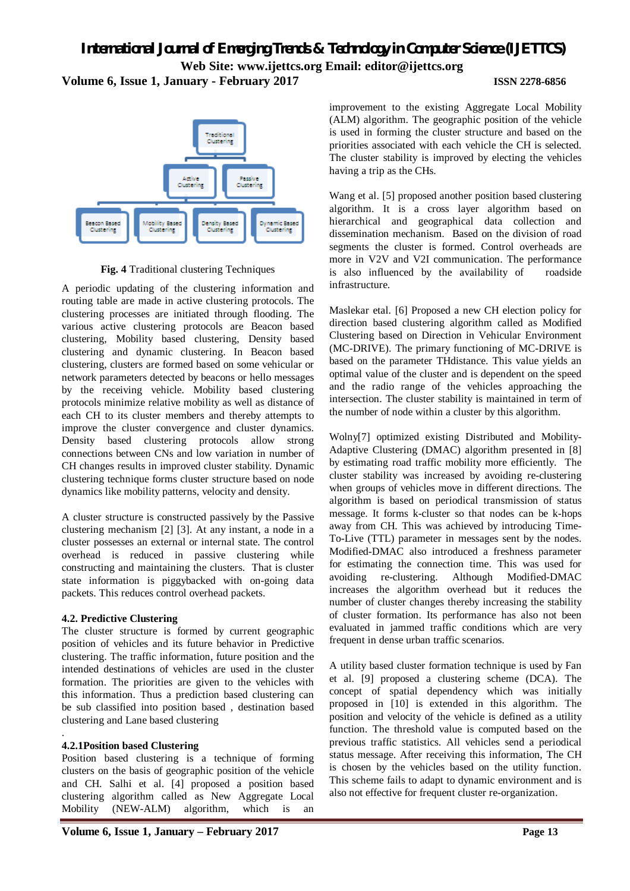**Fig. 4** Traditional clustering Techniques

A periodic updating of the clustering information and routing table are made in active clustering protocols. The clustering processes are initiated through flooding. The various active clustering protocols are Beacon based clustering, Mobility based clustering, Density based clustering and dynamic clustering. In Beacon based clustering, clusters are formed based on some vehicular or network parameters detected by beacons or hello messages by the receiving vehicle. Mobility based clustering protocols minimize relative mobility as well as distance of each CH to its cluster members and thereby attempts to improve the cluster convergence and cluster dynamics. Density based clustering protocols allow strong connections between CNs and low variation in number of CH changes results in improved cluster stability. Dynamic clustering technique forms cluster structure based on node dynamics like mobility patterns, velocity and density.

A cluster structure is constructed passively by the Passive clustering mechanism [2] [3]. At any instant, a node in a cluster possesses an external or internal state. The control overhead is reduced in passive clustering while constructing and maintaining the clusters. That is cluster state information is piggybacked with on-going data packets. This reduces control overhead packets.

### 4.2. Predictive Clustering

The cluster structure is formed by current geographic position of vehicles and its future behavior in Predictive clustering. The traffic information, future position and the intended destinations of vehicles are used in the cluster formation. The priorities are given to the vehicles with this information. Thus a prediction based clustering can be sub classified into position based , destination based clustering and Lane based clustering

.

#### 4.2.1Position based Clustering

Position based clustering is a technique of forming clusters on the basis of geographic position of the vehicle and CH. Salhi et al. [4] proposed a position based clustering algorithm called as New Aggregate Local Mobility (NEW-ALM) algorithm, which is an improvement to the existing Aggregate Local Mobility (ALM) algorithm. The geographic position of the vehicle is used in forming the cluster structure and based on the priorities associated with each vehicle the CH is selected. The cluster stability is improved by electing the vehicles having a trip as the CHs.

Wang et al. [5] proposed another position based clustering algorithm. It is a cross layer algorithm based on hierarchical and geographical data collection and dissemination mechanism. Based on the division of road segments the cluster is formed. Control overheads are more in V2V and V2I communication. The performance is also influenced by the availability of roadside infrastructure.

Maslekar etal. [6] Proposed a new CH election policy for direction based clustering algorithm called as Modified Clustering based on Direction in Vehicular Environment (MC-DRIVE). The primary functioning of MC-DRIVE is based on the parameter THdistance. This value yields an optimal value of the cluster and is dependent on the speed and the radio range of the vehicles approaching the intersection. The cluster stability is maintained in term of the number of node within a cluster by this algorithm.

Wolny[7] optimized existing Distributed and Mobility-Adaptive Clustering (DMAC) algorithm presented in [8] by estimating road traffic mobility more efficiently. The cluster stability was increased by avoiding re-clustering when groups of vehicles move in different directions. The algorithm is based on periodical transmission of status message. It forms k-cluster so that nodes can be k-hops away from CH. This was achieved by introducing Time-To-Live (TTL) parameter in messages sent by the nodes. Modified-DMAC also introduced a freshness parameter for estimating the connection time. This was used for avoiding re-clustering. Although Modified-DMAC increases the algorithm overhead but it reduces the number of cluster changes thereby increasing the stability of cluster formation. Its performance has also not been evaluated in jammed traffic conditions which are very frequent in dense urban traffic scenarios.

A utility based cluster formation technique is used by Fan et al. [9] proposed a clustering scheme (DCA). The concept of spatial dependency which was initially proposed in [10] is extended in this algorithm. The position and velocity of the vehicle is defined as a utility function. The threshold value is computed based on the previous traffic statistics. All vehicles send a periodical status message. After receiving this information, The CH is chosen by the vehicles based on the utility function. This scheme fails to adapt to dynamic environment and is also not effective for frequent cluster re-organization.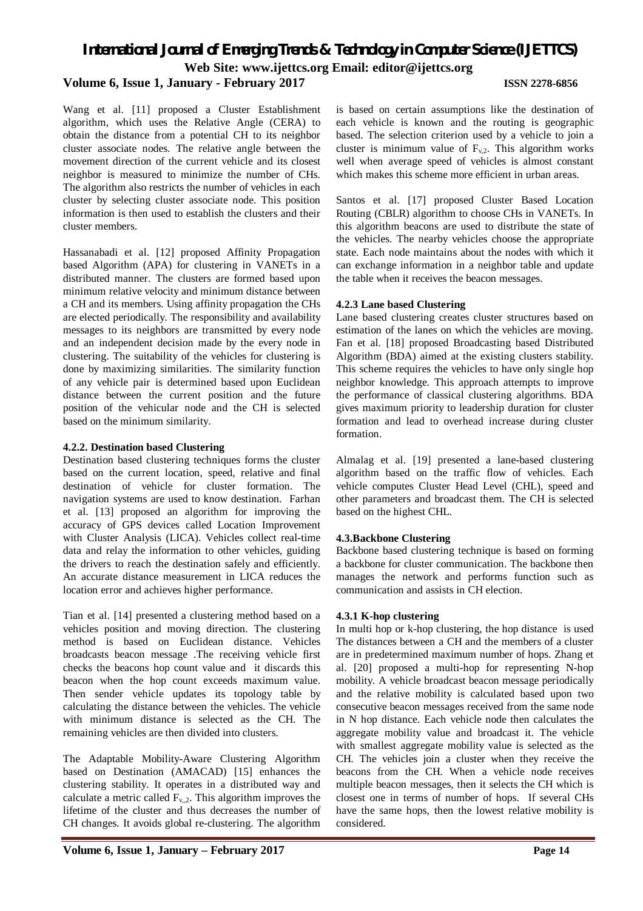Wang et al. [11] proposed a Cluster Establishment algorithm, which uses the Relative Angle (CERA) to obtain the distance from a potential CH to its neighbor cluster associate nodes. The relative angle between the movement direction of the current vehicle and its closest neighbor is measured to minimize the number of CHs. The algorithm also restricts the number of vehicles in each cluster by selecting cluster associate node. This position information is then used to establish the clusters and their cluster members.

Hassanabadi et al. [12] proposed Affinity Propagation based Algorithm (APA) for clustering in VANETs in a distributed manner. The clusters are formed based upon minimum relative velocity and minimum distance between a CH and its members. Using affinity propagation the CHs are elected periodically. The responsibility and availability messages to its neighbors are transmitted by every node and an independent decision made by the every node in clustering. The suitability of the vehicles for clustering is done by maximizing similarities. The similarity function of any vehicle pair is determined based upon Euclidean distance between the current position and the future position of the vehicular node and the CH is selected based on the minimum similarity.

#### 4.2.2. Destination based Clustering

Destination based clustering techniques forms the cluster based on the current location, speed, relative and final destination of vehicle for cluster formation. The navigation systems are used to know destination. Farhan et al. [13] proposed an algorithm for improving the accuracy of GPS devices called Location Improvement with Cluster Analysis (LICA). Vehicles collect real-time data and relay the information to other vehicles, guiding the drivers to reach the destination safely and efficiently. An accurate distance measurement in LICA reduces the location error and achieves higher performance.

Tian et al. [14] presented a clustering method based on a vehicles position and moving direction. The clustering method is based on Euclidean distance. Vehicles broadcasts beacon message .The receiving vehicle first checks the beacons hop count value and it discards this beacon when the hop count exceeds maximum value. Then sender vehicle updates its topology table by calculating the distance between the vehicles. The vehicle with minimum distance is selected as the CH. The remaining vehicles are then divided into clusters.

The Adaptable Mobility-Aware Clustering Algorithm based on Destination (AMACAD) [15] enhances the clustering stability. It operates in a distributed way and calculate a metric called $F_{v,2}$. This algorithm improves the lifetime of the cluster and thus decreases the number of CH changes. It avoids global re-clustering. The algorithm is based on certain assumptions like the destination of each vehicle is known and the routing is geographic based. The selection criterion used by a vehicle to join a cluster is minimum value of $F_{v,2}$. This algorithm works well when average speed of vehicles is almost constant which makes this scheme more efficient in urban areas.

Santos et al. [17] proposed Cluster Based Location Routing (CBLR) algorithm to choose CHs in VANETs. In this algorithm beacons are used to distribute the state of the vehicles. The nearby vehicles choose the appropriate state. Each node maintains about the nodes with which it can exchange information in a neighbor table and update the table when it receives the beacon messages.

#### 4.2.3 Lane based Clustering

Lane based clustering creates cluster structures based on estimation of the lanes on which the vehicles are moving. Fan et al. [18] proposed Broadcasting based Distributed Algorithm (BDA) aimed at the existing clusters stability. This scheme requires the vehicles to have only single hop neighbor knowledge. This approach attempts to improve the performance of classical clustering algorithms. BDA gives maximum priority to leadership duration for cluster formation and lead to overhead increase during cluster formation.

Almalag et al. [19] presented a lane-based clustering algorithm based on the traffic flow of vehicles. Each vehicle computes Cluster Head Level (CHL), speed and other parameters and broadcast them. The CH is selected based on the highest CHL.

### 4.3.Backbone Clustering

Backbone based clustering technique is based on forming a backbone for cluster communication. The backbone then manages the network and performs function such as communication and assists in CH election.

#### 4.3.1 K-hop clustering

In multi hop or k-hop clustering, the hop distance is used The distances between a CH and the members of a cluster are in predetermined maximum number of hops. Zhang et al. [20] proposed a multi-hop for representing N-hop mobility. A vehicle broadcast beacon message periodically and the relative mobility is calculated based upon two consecutive beacon messages received from the same node in N hop distance. Each vehicle node then calculates the aggregate mobility value and broadcast it. The vehicle with smallest aggregate mobility value is selected as the CH. The vehicles join a cluster when they receive the beacons from the CH. When a vehicle node receives multiple beacon messages, then it selects the CH which is closest one in terms of number of hops. If several CHs have the same hops, then the lowest relative mobility is considered.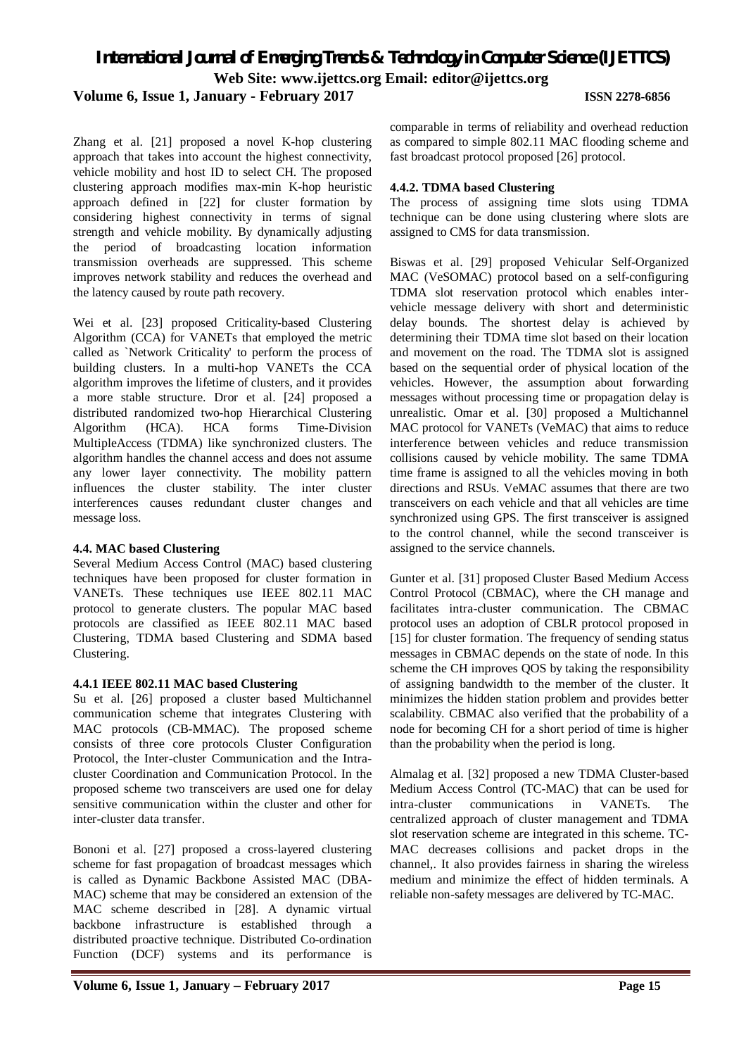Zhang et al. [21] proposed a novel K-hop clustering approach that takes into account the highest connectivity, vehicle mobility and host ID to select CH. The proposed clustering approach modifies max-min K-hop heuristic approach defined in [22] for cluster formation by considering highest connectivity in terms of signal strength and vehicle mobility. By dynamically adjusting the period of broadcasting location information transmission overheads are suppressed. This scheme improves network stability and reduces the overhead and the latency caused by route path recovery.

Wei et al. [23] proposed Criticality-based Clustering Algorithm (CCA) for VANETs that employed the metric called as `Network Criticality' to perform the process of building clusters. In a multi-hop VANETs the CCA algorithm improves the lifetime of clusters, and it provides a more stable structure. Dror et al. [24] proposed a distributed randomized two-hop Hierarchical Clustering Algorithm (HCA). HCA forms Time-Division MultipleAccess (TDMA) like synchronized clusters. The algorithm handles the channel access and does not assume any lower layer connectivity. The mobility pattern influences the cluster stability. The inter cluster interferences causes redundant cluster changes and message loss.

### 4.4. MAC based Clustering

Several Medium Access Control (MAC) based clustering techniques have been proposed for cluster formation in VANETs. These techniques use IEEE 802.11 MAC protocol to generate clusters. The popular MAC based protocols are classified as IEEE 802.11 MAC based Clustering, TDMA based Clustering and SDMA based Clustering.

#### 4.4.1 IEEE 802.11 MAC based Clustering

Su et al. [26] proposed a cluster based Multichannel communication scheme that integrates Clustering with MAC protocols (CB-MMAC). The proposed scheme consists of three core protocols Cluster Configuration Protocol, the Inter-cluster Communication and the Intra-cluster Coordination and Communication Protocol. In the proposed scheme two transceivers are used one for delay sensitive communication within the cluster and other for inter-cluster data transfer.

Bononi et al. [27] proposed a cross-layered clustering scheme for fast propagation of broadcast messages which is called as Dynamic Backbone Assisted MAC (DBA-MAC) scheme that may be considered an extension of the MAC scheme described in [28]. A dynamic virtual backbone infrastructure is established through a distributed proactive technique. Distributed Co-ordination Function (DCF) systems and its performance is comparable in terms of reliability and overhead reduction as compared to simple 802.11 MAC flooding scheme and fast broadcast protocol proposed [26] protocol.

#### 4.4.2. TDMA based Clustering

The process of assigning time slots using TDMA technique can be done using clustering where slots are assigned to CMS for data transmission.

Biswas et al. [29] proposed Vehicular Self-Organized MAC (VeSOMAC) protocol based on a self-configuring TDMA slot reservation protocol which enables inter-vehicle message delivery with short and deterministic delay bounds. The shortest delay is achieved by determining their TDMA time slot based on their location and movement on the road. The TDMA slot is assigned based on the sequential order of physical location of the vehicles. However, the assumption about forwarding messages without processing time or propagation delay is unrealistic. Omar et al. [30] proposed a Multichannel MAC protocol for VANETs (VeMAC) that aims to reduce interference between vehicles and reduce transmission collisions caused by vehicle mobility. The same TDMA time frame is assigned to all the vehicles moving in both directions and RSUs. VeMAC assumes that there are two transceivers on each vehicle and that all vehicles are time synchronized using GPS. The first transceiver is assigned to the control channel, while the second transceiver is assigned to the service channels.

Gunter et al. [31] proposed Cluster Based Medium Access Control Protocol (CBMAC), where the CH manage and facilitates intra-cluster communication. The CBMAC protocol uses an adoption of CBLR protocol proposed in [15] for cluster formation. The frequency of sending status messages in CBMAC depends on the state of node. In this scheme the CH improves QOS by taking the responsibility of assigning bandwidth to the member of the cluster. It minimizes the hidden station problem and provides better scalability. CBMAC also verified that the probability of a node for becoming CH for a short period of time is higher than the probability when the period is long.

Almalag et al. [32] proposed a new TDMA Cluster-based Medium Access Control (TC-MAC) that can be used for intra-cluster communications in VANETs. The centralized approach of cluster management and TDMA slot reservation scheme are integrated in this scheme. TC-MAC decreases collisions and packet drops in the channel,. It also provides fairness in sharing the wireless medium and minimize the effect of hidden terminals. A reliable non-safety messages are delivered by TC-MAC.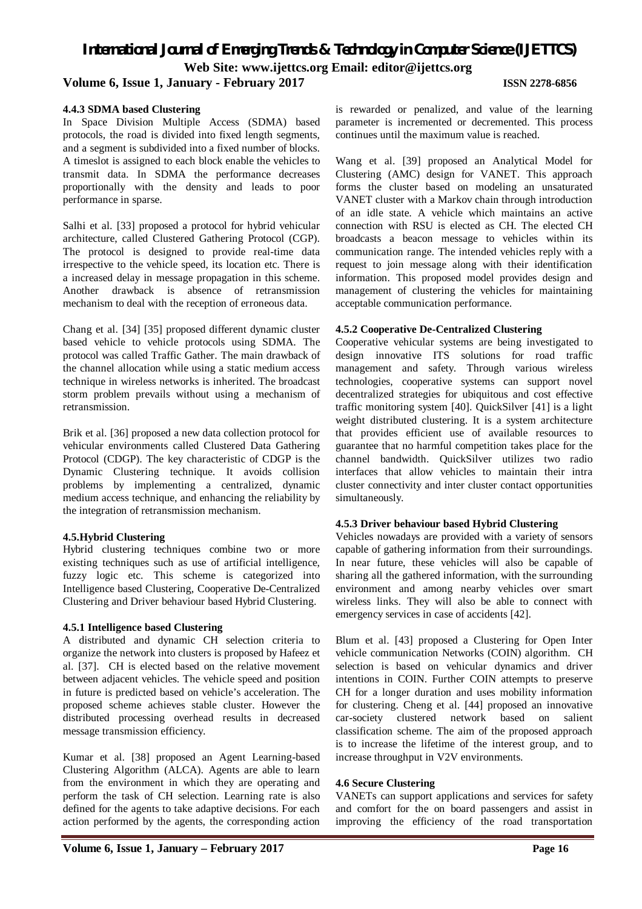#### 4.4.3 SDMA based Clustering

In Space Division Multiple Access (SDMA) based protocols, the road is divided into fixed length segments, and a segment is subdivided into a fixed number of blocks. A timeslot is assigned to each block enable the vehicles to transmit data. In SDMA the performance decreases proportionally with the density and leads to poor performance in sparse.

Salhi et al. [33] proposed a protocol for hybrid vehicular architecture, called Clustered Gathering Protocol (CGP). The protocol is designed to provide real-time data irrespective to the vehicle speed, its location etc. There is a increased delay in message propagation in this scheme. Another drawback is absence of retransmission mechanism to deal with the reception of erroneous data.

Chang et al. [34] [35] proposed different dynamic cluster based vehicle to vehicle protocols using SDMA. The protocol was called Traffic Gather. The main drawback of the channel allocation while using a static medium access technique in wireless networks is inherited. The broadcast storm problem prevails without using a mechanism of retransmission.

Brik et al. [36] proposed a new data collection protocol for vehicular environments called Clustered Data Gathering Protocol (CDGP). The key characteristic of CDGP is the Dynamic Clustering technique. It avoids collision problems by implementing a centralized, dynamic medium access technique, and enhancing the reliability by the integration of retransmission mechanism.

### 4.5.Hybrid Clustering

Hybrid clustering techniques combine two or more existing techniques such as use of artificial intelligence, fuzzy logic etc. This scheme is categorized into Intelligence based Clustering, Cooperative De-Centralized Clustering and Driver behaviour based Hybrid Clustering.

#### 4.5.1 Intelligence based Clustering

A distributed and dynamic CH selection criteria to organize the network into clusters is proposed by Hafeez et al. [37]. CH is elected based on the relative movement between adjacent vehicles. The vehicle speed and position in future is predicted based on vehicle's acceleration. The proposed scheme achieves stable cluster. However the distributed processing overhead results in decreased message transmission efficiency.

Kumar et al. [38] proposed an Agent Learning-based Clustering Algorithm (ALCA). Agents are able to learn from the environment in which they are operating and perform the task of CH selection. Learning rate is also defined for the agents to take adaptive decisions. For each action performed by the agents, the corresponding action is rewarded or penalized, and value of the learning parameter is incremented or decremented. This process continues until the maximum value is reached.

Wang et al. [39] proposed an Analytical Model for Clustering (AMC) design for VANET. This approach forms the cluster based on modeling an unsaturated VANET cluster with a Markov chain through introduction of an idle state. A vehicle which maintains an active connection with RSU is elected as CH. The elected CH broadcasts a beacon message to vehicles within its communication range. The intended vehicles reply with a request to join message along with their identification information. This proposed model provides design and management of clustering the vehicles for maintaining acceptable communication performance.

#### 4.5.2 Cooperative De-Centralized Clustering

Cooperative vehicular systems are being investigated to design innovative ITS solutions for road traffic management and safety. Through various wireless technologies, cooperative systems can support novel decentralized strategies for ubiquitous and cost effective traffic monitoring system [40]. QuickSilver [41] is a light weight distributed clustering. It is a system architecture that provides efficient use of available resources to guarantee that no harmful competition takes place for the channel bandwidth. QuickSilver utilizes two radio interfaces that allow vehicles to maintain their intra cluster connectivity and inter cluster contact opportunities simultaneously.

#### 4.5.3 Driver behaviour based Hybrid Clustering

Vehicles nowadays are provided with a variety of sensors capable of gathering information from their surroundings. In near future, these vehicles will also be capable of sharing all the gathered information, with the surrounding environment and among nearby vehicles over smart wireless links. They will also be able to connect with emergency services in case of accidents [42].

Blum et al. [43] proposed a Clustering for Open Inter vehicle communication Networks (COIN) algorithm. CH selection is based on vehicular dynamics and driver intentions in COIN. Further COIN attempts to preserve CH for a longer duration and uses mobility information for clustering. Cheng et al. [44] proposed an innovative car-society clustered network based on salient classification scheme. The aim of the proposed approach is to increase the lifetime of the interest group, and to increase throughput in V2V environments.

### 4.6 Secure Clustering

VANETs can support applications and services for safety and comfort for the on board passengers and assist in improving the efficiency of the road transportation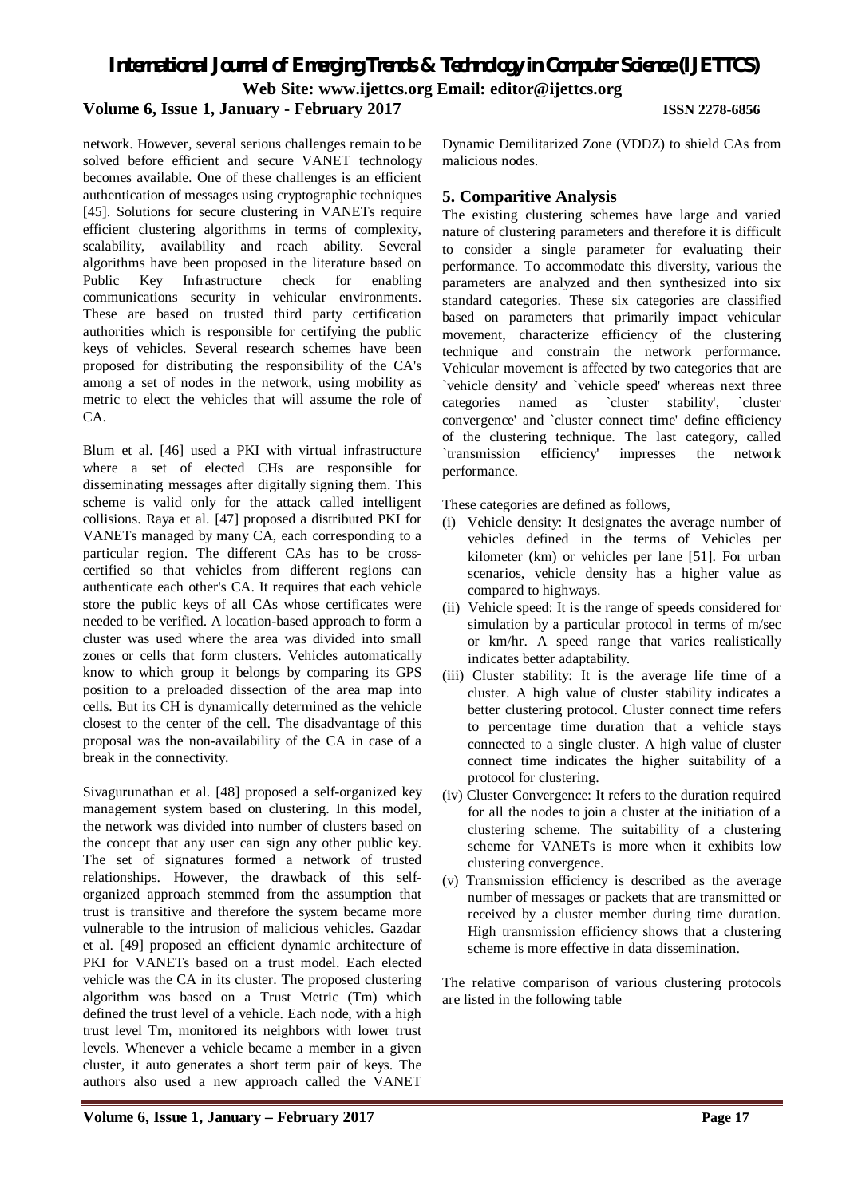network. However, several serious challenges remain to be solved before efficient and secure VANET technology becomes available. One of these challenges is an efficient authentication of messages using cryptographic techniques [45]. Solutions for secure clustering in VANETs require efficient clustering algorithms in terms of complexity, scalability, availability and reach ability. Several algorithms have been proposed in the literature based on Public Key Infrastructure check for enabling communications security in vehicular environments. These are based on trusted third party certification authorities which is responsible for certifying the public keys of vehicles. Several research schemes have been proposed for distributing the responsibility of the CA's among a set of nodes in the network, using mobility as metric to elect the vehicles that will assume the role of CA.

Blum et al. [46] used a PKI with virtual infrastructure where a set of elected CHs are responsible for disseminating messages after digitally signing them. This scheme is valid only for the attack called intelligent collisions. Raya et al. [47] proposed a distributed PKI for VANETs managed by many CA, each corresponding to a particular region. The different CAs has to be cross-certified so that vehicles from different regions can authenticate each other's CA. It requires that each vehicle store the public keys of all CAs whose certificates were needed to be verified. A location-based approach to form a cluster was used where the area was divided into small zones or cells that form clusters. Vehicles automatically know to which group it belongs by comparing its GPS position to a preloaded dissection of the area map into cells. But its CH is dynamically determined as the vehicle closest to the center of the cell. The disadvantage of this proposal was the non-availability of the CA in case of a break in the connectivity.

Sivagurunathan et al. [48] proposed a self-organized key management system based on clustering. In this model, the network was divided into number of clusters based on the concept that any user can sign any other public key. The set of signatures formed a network of trusted relationships. However, the drawback of this self-organized approach stemmed from the assumption that trust is transitive and therefore the system became more vulnerable to the intrusion of malicious vehicles. Gazdar et al. [49] proposed an efficient dynamic architecture of PKI for VANETs based on a trust model. Each elected vehicle was the CA in its cluster. The proposed clustering algorithm was based on a Trust Metric (Tm) which defined the trust level of a vehicle. Each node, with a high trust level Tm, monitored its neighbors with lower trust levels. Whenever a vehicle became a member in a given cluster, it auto generates a short term pair of keys. The authors also used a new approach called the VANET Dynamic Demilitarized Zone (VDDZ) to shield CAs from malicious nodes.

## 5. Comparitive Analysis

The existing clustering schemes have large and varied nature of clustering parameters and therefore it is difficult to consider a single parameter for evaluating their performance. To accommodate this diversity, various the parameters are analyzed and then synthesized into six standard categories. These six categories are classified based on parameters that primarily impact vehicular movement, characterize efficiency of the clustering technique and constrain the network performance. Vehicular movement is affected by two categories that are `vehicle density' and `vehicle speed' whereas next three categories named as `cluster stability', `cluster convergence' and `cluster connect time' define efficiency of the clustering technique. The last category, called `transmission efficiency' impresses the network performance.

These categories are defined as follows,

(i) Vehicle density: It designates the average number of vehicles defined in the terms of Vehicles per kilometer (km) or vehicles per lane [51]. For urban scenarios, vehicle density has a higher value as compared to highways.
(ii) Vehicle speed: It is the range of speeds considered for simulation by a particular protocol in terms of m/sec or km/hr. A speed range that varies realistically indicates better adaptability.
(iii) Cluster stability: It is the average life time of a cluster. A high value of cluster stability indicates a better clustering protocol. Cluster connect time refers to percentage time duration that a vehicle stays connected to a single cluster. A high value of cluster connect time indicates the higher suitability of a protocol for clustering.
(iv) Cluster Convergence: It refers to the duration required for all the nodes to join a cluster at the initiation of a clustering scheme. The suitability of a clustering scheme for VANETs is more when it exhibits low clustering convergence.
(v) Transmission efficiency is described as the average number of messages or packets that are transmitted or received by a cluster member during time duration. High transmission efficiency shows that a clustering scheme is more effective in data dissemination.

The relative comparison of various clustering protocols are listed in the following table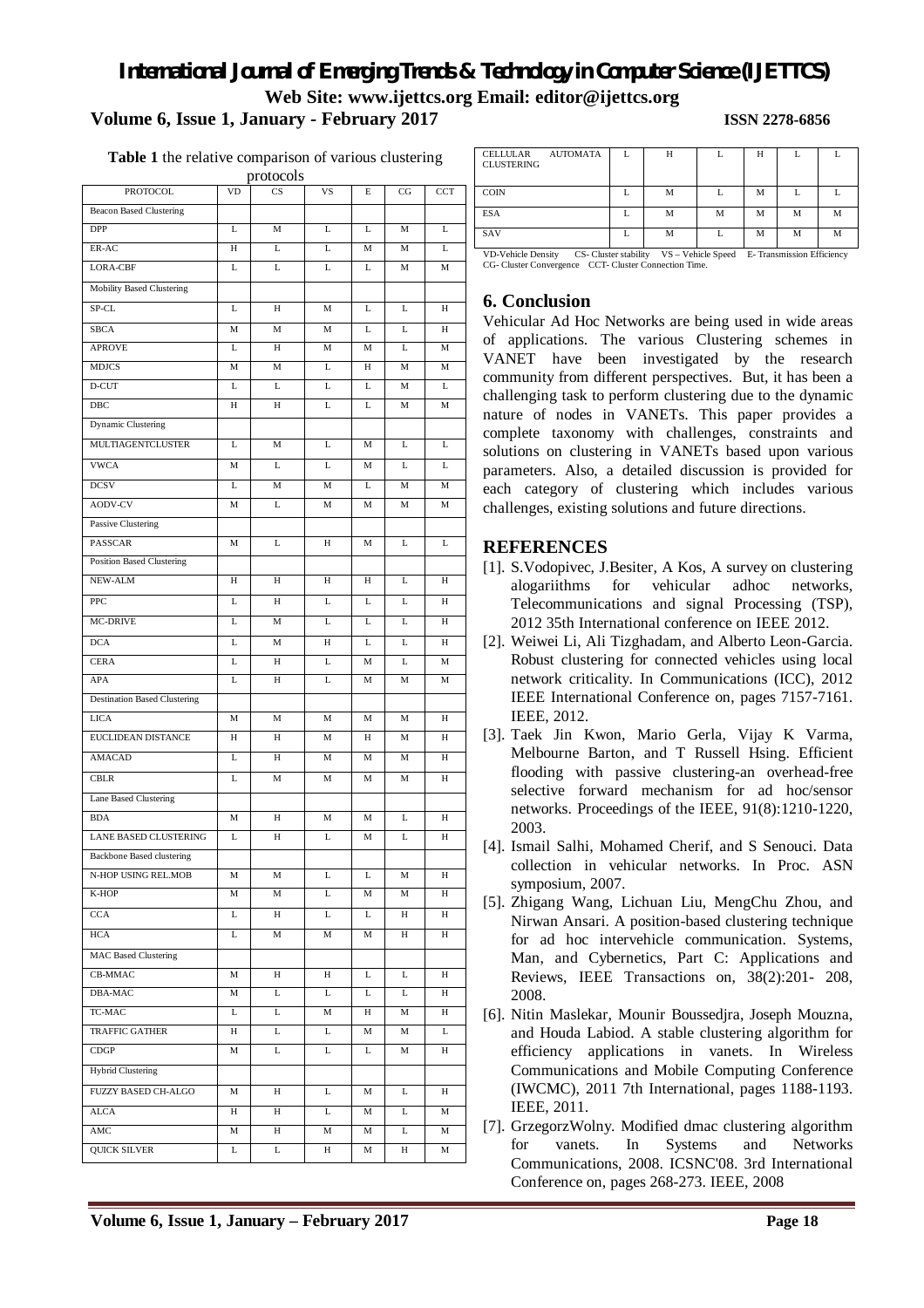**Table 1** the relative comparison of various clustering protocols

| PROTOCOL | VD | CS | VS | E | CG | CCT |
|---|---|---|---|---|---|---|
| Beacon Based Clustering | | | | | | |
| DPP | L | M | L | L | M | L |
| ER-AC | H | L | L | M | M | L |
| LORA-CBF | L | L | L | L | M | M |
| Mobility Based Clustering | | | | | | |
| SP-CL | L | H | M | L | L | H |
| SBCA | M | M | M | L | L | H |
| APROVE | L | H | M | M | L | M |
| MDJCS | M | M | L | H | M | M |
| D-CUT | L | L | L | L | M | L |
| DBC | H | H | L | L | M | M |
| Dynamic Clustering | | | | | | |
| MULTIAGENTCLUSTER | L | M | L | M | L | L |
| VWCA | M | L | L | M | L | L |
| DCSV | L | M | M | L | M | M |
| AODV-CV | M | L | M | M | M | M |
| Passive Clustering | | | | | | |
| PASSCAR | M | L | H | M | L | L |
| Position Based Clustering | | | | | | |
| NEW-ALM | H | H | H | H | L | H |
| PPC | L | H | L | L | L | H |
| MC-DRIVE | L | M | L | L | L | H |
| DCA | L | M | H | L | L | H |
| CERA | L | H | L | M | L | M |
| APA | L | H | L | M | M | M |
| Destination Based Clustering | | | | | | |
| LICA | M | M | M | M | M | H |
| EUCLIDEAN DISTANCE | H | H | M | H | M | H |
| AMACAD | L | H | M | M | M | H |
| CBLR | L | M | M | M | M | H |
| Lane Based Clustering | | | | | | |
| BDA | M | H | M | M | L | H |
| LANE BASED CLUSTERING | L | H | L | M | L | H |
| Backbone Based clustering | | | | | | |
| N-HOP USING REL.MOB | M | M | L | L | M | H |
| K-HOP | M | M | L | M | M | H |
| CCA | L | H | L | L | H | H |
| HCA | L | M | M | M | H | H |
| MAC Based Clustering | | | | | | |
| CB-MMAC | M | H | H | L | L | H |
| DBA-MAC | M | L | L | L | L | H |
| TC-MAC | L | L | M | H | M | H |
| TRAFFIC GATHER | H | L | L | M | M | L |
| CDGP | M | L | L | L | M | H |
| Hybrid Clustering | | | | | | |
| FUZZY BASED CH-ALGO | M | H | L | M | L | H |
| ALCA | H | H | L | M | L | M |
| AMC | M | H | M | M | L | M |
| QUICK SILVER | L | L | H | M | H | M |
| CELLULAR AUTOMATA CLUSTERING | L | H | L | H | L | L |
| COIN | L | M | L | M | L | L |
| ESA | L | M | M | M | M | M |
| SAV | L | M | L | M | M | M |

VD-Vehicle Density CS- Cluster stability VS – Vehicle Speed E- Transmission Efficiency CG- Cluster Convergence CCT- Cluster Connection Time.

## 6. Conclusion

Vehicular Ad Hoc Networks are being used in wide areas of applications. The various Clustering schemes in VANET have been investigated by the research community from different perspectives. But, it has been a challenging task to perform clustering due to the dynamic nature of nodes in VANETs. This paper provides a complete taxonomy with challenges, constraints and solutions on clustering in VANETs based upon various parameters. Also, a detailed discussion is provided for each category of clustering which includes various challenges, existing solutions and future directions.

## REFERENCES

[1]. S.Vodopivec, J.Besiter, A Kos, A survey on clustering alogariithms for vehicular adhoc networks, Telecommunications and signal Processing (TSP), 2012 35th International conference on IEEE 2012.

[2]. Weiwei Li, Ali Tizghadam, and Alberto Leon-Garcia. Robust clustering for connected vehicles using local network criticality. In Communications (ICC), 2012 IEEE International Conference on, pages 7157-7161. IEEE, 2012.

[3]. Taek Jin Kwon, Mario Gerla, Vijay K Varma, Melbourne Barton, and T Russell Hsing. Efficient flooding with passive clustering-an overhead-free selective forward mechanism for ad hoc/sensor networks. Proceedings of the IEEE, 91(8):1210-1220, 2003.

[4]. Ismail Salhi, Mohamed Cherif, and S Senouci. Data collection in vehicular networks. In Proc. ASN symposium, 2007.

[5]. Zhigang Wang, Lichuan Liu, MengChu Zhou, and Nirwan Ansari. A position-based clustering technique for ad hoc intervehicle communication. Systems, Man, and Cybernetics, Part C: Applications and Reviews, IEEE Transactions on, 38(2):201- 208, 2008.

[6]. Nitin Maslekar, Mounir Boussedjra, Joseph Mouzna, and Houda Labiod. A stable clustering algorithm for efficiency applications in vanets. In Wireless Communications and Mobile Computing Conference (IWCMC), 2011 7th International, pages 1188-1193. IEEE, 2011.

[7]. GrzegorzWolny. Modified dmac clustering algorithm for vanets. In Systems and Networks Communications, 2008. ICSNC'08. 3rd International Conference on, pages 268-273. IEEE, 2008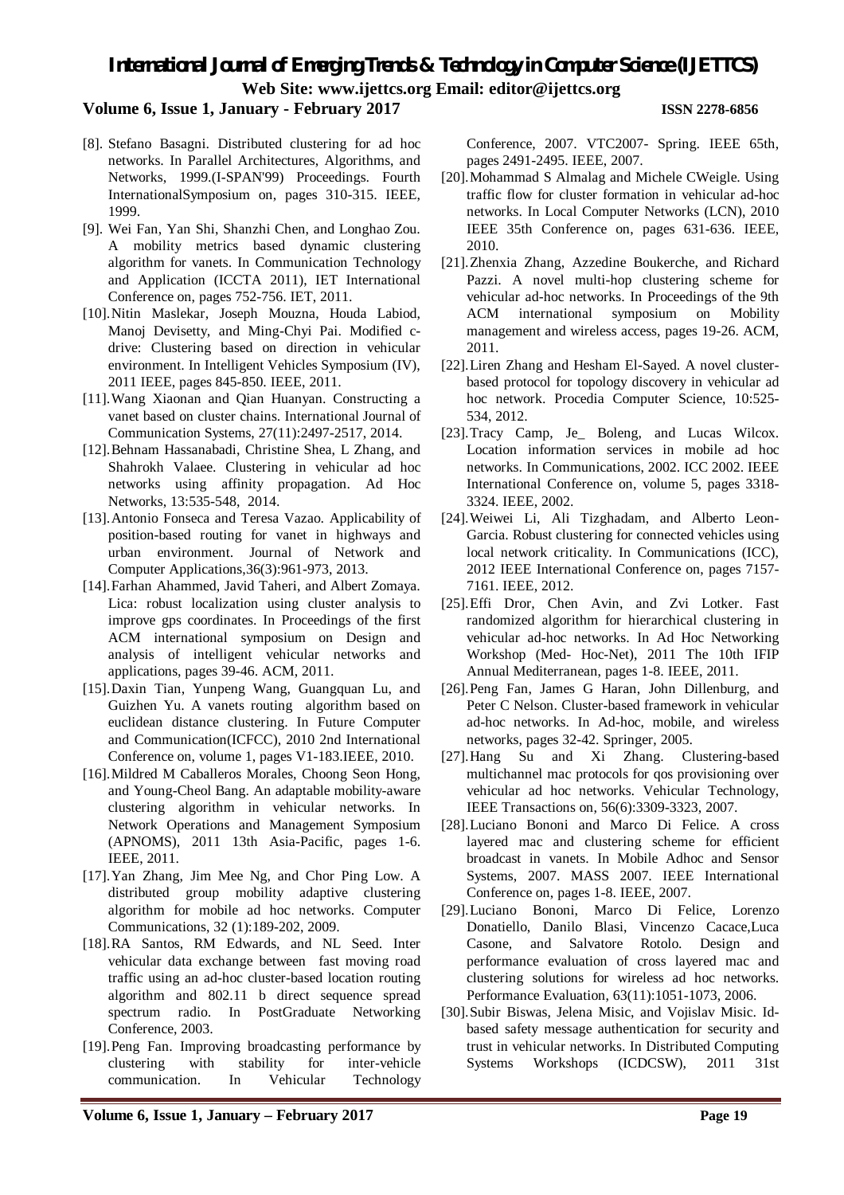[8]. Stefano Basagni. Distributed clustering for ad hoc networks. In Parallel Architectures, Algorithms, and Networks, 1999.(I-SPAN'99) Proceedings. Fourth InternationalSymposium on, pages 310-315. IEEE, 1999.

[9]. Wei Fan, Yan Shi, Shanzhi Chen, and Longhao Zou. A mobility metrics based dynamic clustering algorithm for vanets. In Communication Technology and Application (ICCTA 2011), IET International Conference on, pages 752-756. IET, 2011.

[10]. Nitin Maslekar, Joseph Mouzna, Houda Labiod, Manoj Devisetty, and Ming-Chyi Pai. Modified c-drive: Clustering based on direction in vehicular environment. In Intelligent Vehicles Symposium (IV), 2011 IEEE, pages 845-850. IEEE, 2011.

[11]. Wang Xiaonan and Qian Huanyan. Constructing a vanet based on cluster chains. International Journal of Communication Systems, 27(11):2497-2517, 2014.

[12]. Behnam Hassanabadi, Christine Shea, L Zhang, and Shahrokh Valaee. Clustering in vehicular ad hoc networks using affinity propagation. Ad Hoc Networks, 13:535-548, 2014.

[13]. Antonio Fonseca and Teresa Vazao. Applicability of position-based routing for vanet in highways and urban environment. Journal of Network and Computer Applications,36(3):961-973, 2013.

[14]. Farhan Ahammed, Javid Taheri, and Albert Zomaya. Lica: robust localization using cluster analysis to improve gps coordinates. In Proceedings of the first ACM international symposium on Design and analysis of intelligent vehicular networks and applications, pages 39-46. ACM, 2011.

[15]. Daxin Tian, Yunpeng Wang, Guangquan Lu, and Guizhen Yu. A vanets routing algorithm based on euclidean distance clustering. In Future Computer and Communication(ICFCC), 2010 2nd International Conference on, volume 1, pages V1-183.IEEE, 2010.

[16]. Mildred M Caballeros Morales, Choong Seon Hong, and Young-Cheol Bang. An adaptable mobility-aware clustering algorithm in vehicular networks. In Network Operations and Management Symposium (APNOMS), 2011 13th Asia-Pacific, pages 1-6. IEEE, 2011.

[17]. Yan Zhang, Jim Mee Ng, and Chor Ping Low. A distributed group mobility adaptive clustering algorithm for mobile ad hoc networks. Computer Communications, 32 (1):189-202, 2009.

[18]. RA Santos, RM Edwards, and NL Seed. Inter vehicular data exchange between fast moving road traffic using an ad-hoc cluster-based location routing algorithm and 802.11 b direct sequence spread spectrum radio. In PostGraduate Networking Conference, 2003.

[19]. Peng Fan. Improving broadcasting performance by clustering with stability for inter-vehicle communication. In Vehicular Technology Conference, 2007. VTC2007- Spring. IEEE 65th, pages 2491-2495. IEEE, 2007.

[20]. Mohammad S Almalag and Michele CWeigle. Using traffic flow for cluster formation in vehicular ad-hoc networks. In Local Computer Networks (LCN), 2010 IEEE 35th Conference on, pages 631-636. IEEE, 2010.

[21]. Zhenxia Zhang, Azzedine Boukerche, and Richard Pazzi. A novel multi-hop clustering scheme for vehicular ad-hoc networks. In Proceedings of the 9th ACM international symposium on Mobility management and wireless access, pages 19-26. ACM, 2011.

[22]. Liren Zhang and Hesham El-Sayed. A novel cluster-based protocol for topology discovery in vehicular ad hoc network. Procedia Computer Science, 10:525-534, 2012.

[23]. Tracy Camp, Je_ Boleng, and Lucas Wilcox. Location information services in mobile ad hoc networks. In Communications, 2002. ICC 2002. IEEE International Conference on, volume 5, pages 3318-3324. IEEE, 2002.

[24]. Weiwei Li, Ali Tizghadam, and Alberto Leon-Garcia. Robust clustering for connected vehicles using local network criticality. In Communications (ICC), 2012 IEEE International Conference on, pages 7157-7161. IEEE, 2012.

[25]. Effi Dror, Chen Avin, and Zvi Lotker. Fast randomized algorithm for hierarchical clustering in vehicular ad-hoc networks. In Ad Hoc Networking Workshop (Med- Hoc-Net), 2011 The 10th IFIP Annual Mediterranean, pages 1-8. IEEE, 2011.

[26]. Peng Fan, James G Haran, John Dillenburg, and Peter C Nelson. Cluster-based framework in vehicular ad-hoc networks. In Ad-hoc, mobile, and wireless networks, pages 32-42. Springer, 2005.

[27]. Hang Su and Xi Zhang. Clustering-based multichannel mac protocols for qos provisioning over vehicular ad hoc networks. Vehicular Technology, IEEE Transactions on, 56(6):3309-3323, 2007.

[28]. Luciano Bononi and Marco Di Felice. A cross layered mac and clustering scheme for efficient broadcast in vanets. In Mobile Adhoc and Sensor Systems, 2007. MASS 2007. IEEE International Conference on, pages 1-8. IEEE, 2007.

[29]. Luciano Bononi, Marco Di Felice, Lorenzo Donatiello, Danilo Blasi, Vincenzo Cacace,Luca Casone, and Salvatore Rotolo. Design and performance evaluation of cross layered mac and clustering solutions for wireless ad hoc networks. Performance Evaluation, 63(11):1051-1073, 2006.

[30]. Subir Biswas, Jelena Misic, and Vojislav Misic. Id-based safety message authentication for security and trust in vehicular networks. In Distributed Computing Systems Workshops (ICDCSW), 2011 31st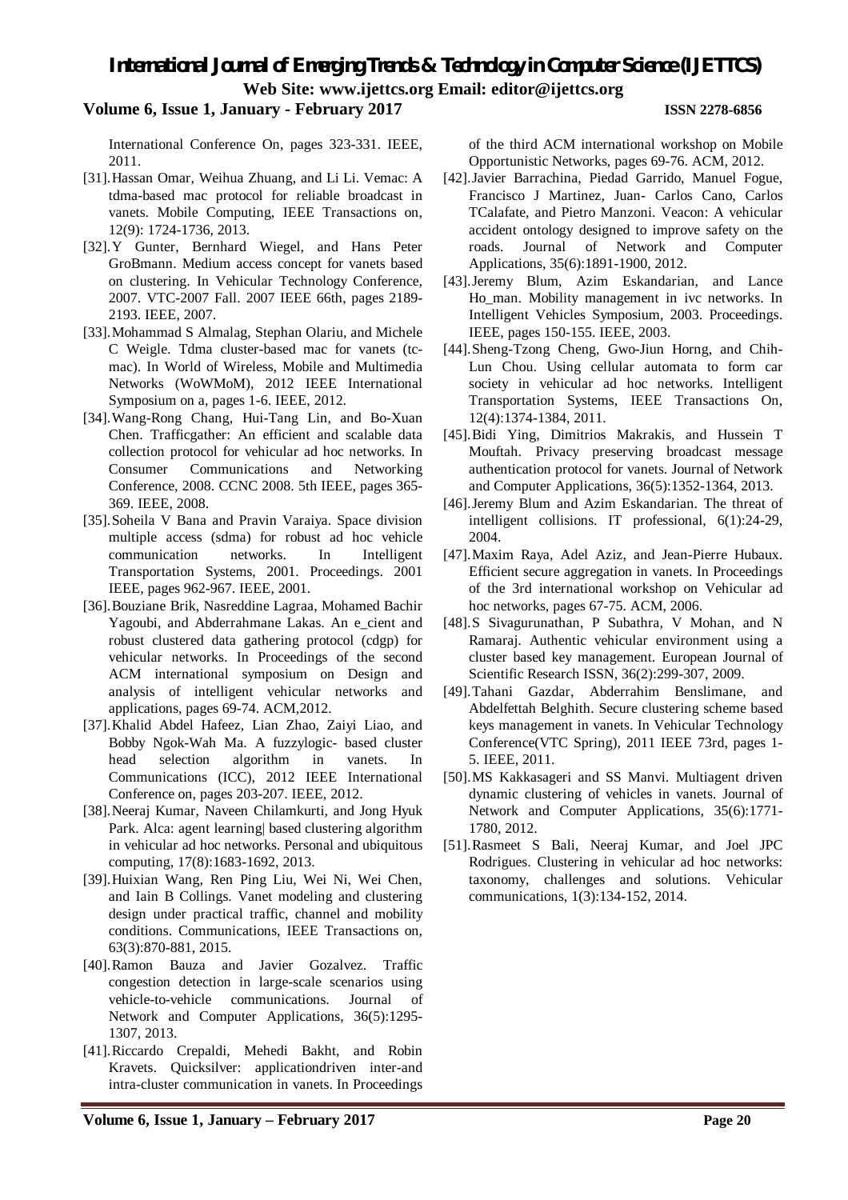International Conference On, pages 323-331. IEEE, 2011.

[31]. Hassan Omar, Weihua Zhuang, and Li Li. Vemac: A tdma-based mac protocol for reliable broadcast in vanets. Mobile Computing, IEEE Transactions on, 12(9): 1724-1736, 2013.

[32]. Y Gunter, Bernhard Wiegel, and Hans Peter GroBmann. Medium access concept for vanets based on clustering. In Vehicular Technology Conference, 2007. VTC-2007 Fall. 2007 IEEE 66th, pages 2189-2193. IEEE, 2007.

[33]. Mohammad S Almalag, Stephan Olariu, and Michele C Weigle. Tdma cluster-based mac for vanets (tc-mac). In World of Wireless, Mobile and Multimedia Networks (WoWMoM), 2012 IEEE International Symposium on a, pages 1-6. IEEE, 2012.

[34]. Wang-Rong Chang, Hui-Tang Lin, and Bo-Xuan Chen. Trafficgather: An efficient and scalable data collection protocol for vehicular ad hoc networks. In Consumer Communications and Networking Conference, 2008. CCNC 2008. 5th IEEE, pages 365-369. IEEE, 2008.

[35]. Soheila V Bana and Pravin Varaiya. Space division multiple access (sdma) for robust ad hoc vehicle communication networks. In Intelligent Transportation Systems, 2001. Proceedings. 2001 IEEE, pages 962-967. IEEE, 2001.

[36]. Bouziane Brik, Nasreddine Lagraa, Mohamed Bachir Yagoubi, and Abderrahmane Lakas. An e_cient and robust clustered data gathering protocol (cdgp) for vehicular networks. In Proceedings of the second ACM international symposium on Design and analysis of intelligent vehicular networks and applications, pages 69-74. ACM,2012.

[37]. Khalid Abdel Hafeez, Lian Zhao, Zaiyi Liao, and Bobby Ngok-Wah Ma. A fuzzylogic- based cluster head selection algorithm in vanets. In Communications (ICC), 2012 IEEE International Conference on, pages 203-207. IEEE, 2012.

[38]. Neeraj Kumar, Naveen Chilamkurti, and Jong Hyuk Park. Alca: agent learning| based clustering algorithm in vehicular ad hoc networks. Personal and ubiquitous computing, 17(8):1683-1692, 2013.

[39]. Huixian Wang, Ren Ping Liu, Wei Ni, Wei Chen, and Iain B Collings. Vanet modeling and clustering design under practical traffic, channel and mobility conditions. Communications, IEEE Transactions on, 63(3):870-881, 2015.

[40]. Ramon Bauza and Javier Gozalvez. Traffic congestion detection in large-scale scenarios using vehicle-to-vehicle communications. Journal of Network and Computer Applications, 36(5):1295-1307, 2013.

[41]. Riccardo Crepaldi, Mehedi Bakht, and Robin Kravets. Quicksilver: applicationdriven inter-and intra-cluster communication in vanets. In Proceedings of the third ACM international workshop on Mobile Opportunistic Networks, pages 69-76. ACM, 2012.

[42]. Javier Barrachina, Piedad Garrido, Manuel Fogue, Francisco J Martinez, Juan- Carlos Cano, Carlos TCalafate, and Pietro Manzoni. Veacon: A vehicular accident ontology designed to improve safety on the roads. Journal of Network and Computer Applications, 35(6):1891-1900, 2012.

[43]. Jeremy Blum, Azim Eskandarian, and Lance Ho_man. Mobility management in ivc networks. In Intelligent Vehicles Symposium, 2003. Proceedings. IEEE, pages 150-155. IEEE, 2003.

[44]. Sheng-Tzong Cheng, Gwo-Jiun Horng, and Chih-Lun Chou. Using cellular automata to form car society in vehicular ad hoc networks. Intelligent Transportation Systems, IEEE Transactions On, 12(4):1374-1384, 2011.

[45]. Bidi Ying, Dimitrios Makrakis, and Hussein T Mouftah. Privacy preserving broadcast message authentication protocol for vanets. Journal of Network and Computer Applications, 36(5):1352-1364, 2013.

[46]. Jeremy Blum and Azim Eskandarian. The threat of intelligent collisions. IT professional, 6(1):24-29, 2004.

[47]. Maxim Raya, Adel Aziz, and Jean-Pierre Hubaux. Efficient secure aggregation in vanets. In Proceedings of the 3rd international workshop on Vehicular ad hoc networks, pages 67-75. ACM, 2006.

[48]. S Sivagurunathan, P Subathra, V Mohan, and N Ramaraj. Authentic vehicular environment using a cluster based key management. European Journal of Scientific Research ISSN, 36(2):299-307, 2009.

[49]. Tahani Gazdar, Abderrahim Benslimane, and Abdelfettah Belghith. Secure clustering scheme based keys management in vanets. In Vehicular Technology Conference(VTC Spring), 2011 IEEE 73rd, pages 1-5. IEEE, 2011.

[50]. MS Kakkasageri and SS Manvi. Multiagent driven dynamic clustering of vehicles in vanets. Journal of Network and Computer Applications, 35(6):1771-1780, 2012.

[51]. Rasmeet S Bali, Neeraj Kumar, and Joel JPC Rodrigues. Clustering in vehicular ad hoc networks: taxonomy, challenges and solutions. Vehicular communications, 1(3):134-152, 2014.